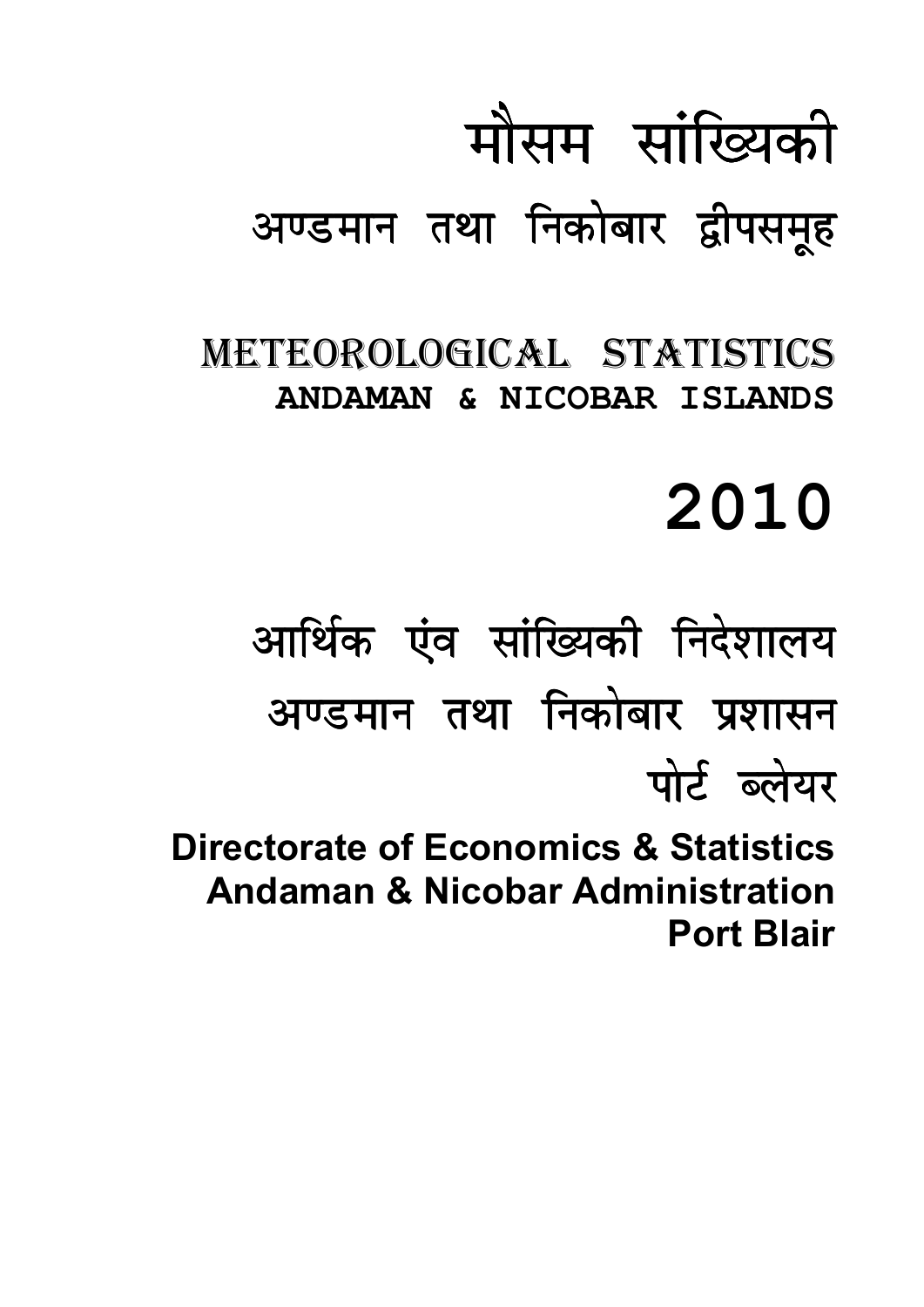# मौसम सांख्यिकी

## अण्डमान तथा निकोबार द्वीपसमूह

# METEOROLOGICAL STATISTICS

## ANDAMAN & NICOBAR ISLANDS

# 2010

## आर्थिक एंव सांख्यिकी निदेशालय

## अण्डमान तथा निकोबार प्रशासन

## पोर्ट ब्लेयर

**Directorate of Economics & Statistics**
**Andaman & Nicobar Administration**
**Port Blair**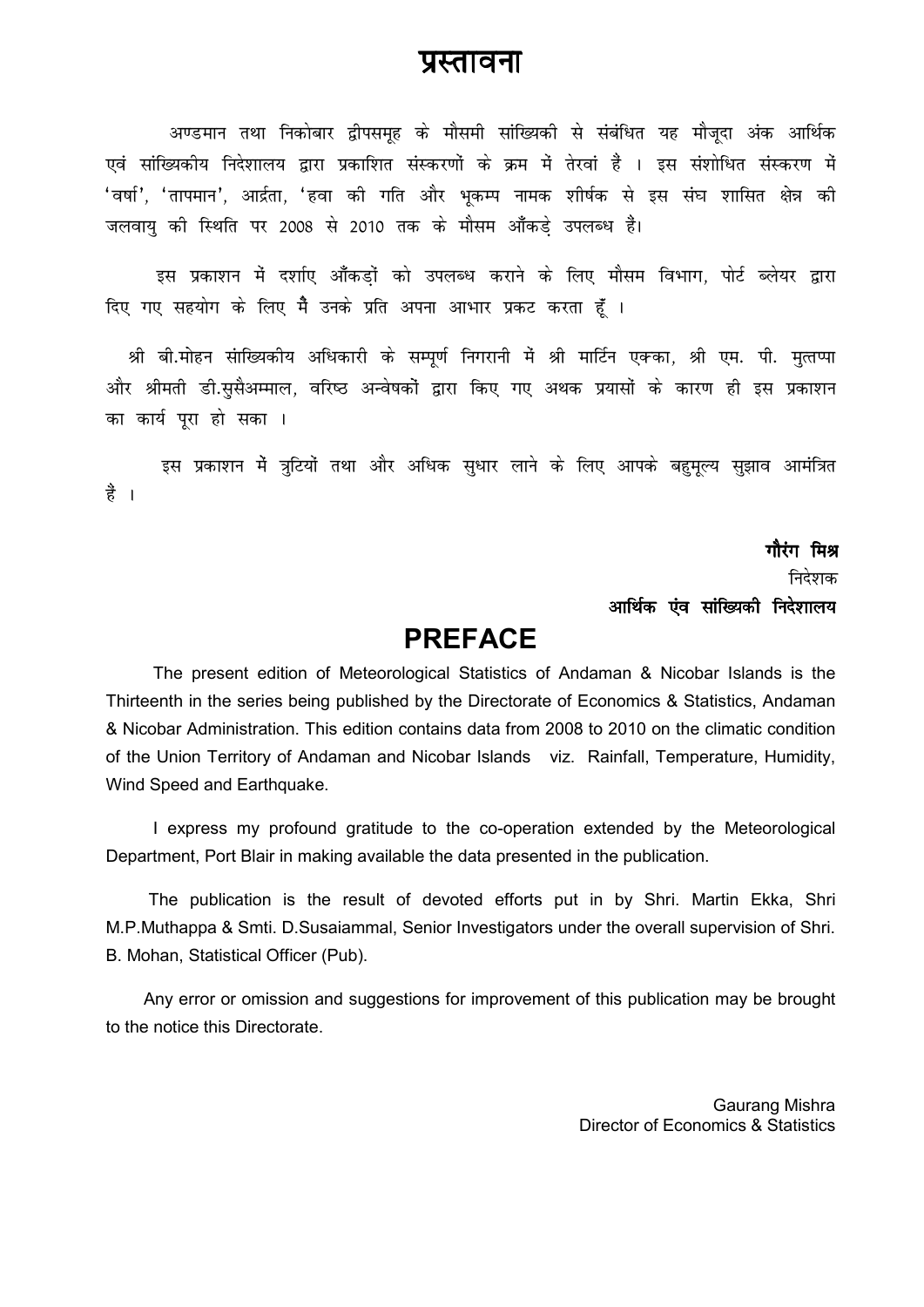# प्रस्तावना

अण्डमान तथा निकोबार द्वीपसमूह के मौसमी सांख्यिकी से संबंधित यह मौजूदा अंक आर्थिक एवं सांख्यिकीय निदेशालय द्वारा प्रकाशित संस्करणों के क्रम में तेरवां हैं । इस संशोधित संस्करण में 'वर्षा', 'तापमान', आर्द्रता, 'हवा की गति और भूकम्प नामक शीर्षक से इस संघ शासित क्षेत्र की जलवायु की स्थिति पर 2008 से 2010 तक के मौसम आँकड़े उपलब्ध हैं।

इस प्रकाशन में दर्शाए आँकड़ों को उपलब्ध कराने के लिए मौसम विभाग, पोर्ट ब्लेयर द्वारा दिए गए सहयोग के लिए मैं उनके प्रति अपना आभार प्रकट करता हूँ ।

श्री बी.मोहन सांख्यिकीय अधिकारी के सम्पूर्ण निगरानी में श्री मार्टिन एक्का, श्री एम. पी. मुत्तप्पा और श्रीमती डी.सुसैअम्माल, वरिष्ठ अन्वेषकों द्वारा किए गए अथक प्रयासों के कारण ही इस प्रकाशन का कार्य पूरा हो सका ।

इस प्रकाशन में त्रुटियों तथा और अधिक सुधार लाने के लिए आपके बहुमूल्य सुझाव आमंत्रित हैं ।

**गौरंग मिश्र**
निदेशक
**आर्थिक एंव सांख्यिकी निदेशालय**

# PREFACE

The present edition of Meteorological Statistics of Andaman & Nicobar Islands is the Thirteenth in the series being published by the Directorate of Economics & Statistics, Andaman & Nicobar Administration. This edition contains data from 2008 to 2010 on the climatic condition of the Union Territory of Andaman and Nicobar Islands viz. Rainfall, Temperature, Humidity, Wind Speed and Earthquake.

I express my profound gratitude to the co-operation extended by the Meteorological Department, Port Blair in making available the data presented in the publication.

The publication is the result of devoted efforts put in by Shri. Martin Ekka, Shri M.P.Muthappa & Smti. D.Susaiammal, Senior Investigators under the overall supervision of Shri. B. Mohan, Statistical Officer (Pub).

Any error or omission and suggestions for improvement of this publication may be brought to the notice this Directorate.

Gaurang Mishra
Director of Economics & Statistics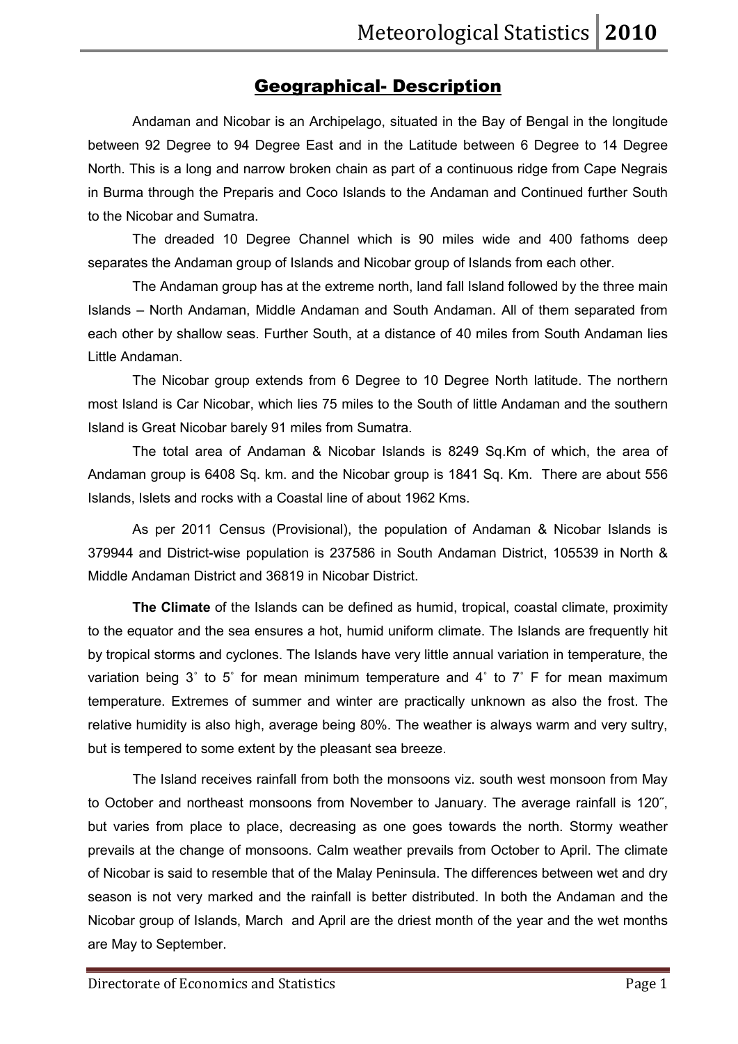## Geographical- Description

Andaman and Nicobar is an Archipelago, situated in the Bay of Bengal in the longitude between 92 Degree to 94 Degree East and in the Latitude between 6 Degree to 14 Degree North. This is a long and narrow broken chain as part of a continuous ridge from Cape Negrais in Burma through the Preparis and Coco Islands to the Andaman and Continued further South to the Nicobar and Sumatra.

The dreaded 10 Degree Channel which is 90 miles wide and 400 fathoms deep separates the Andaman group of Islands and Nicobar group of Islands from each other.

The Andaman group has at the extreme north, land fall Island followed by the three main Islands – North Andaman, Middle Andaman and South Andaman. All of them separated from each other by shallow seas. Further South, at a distance of 40 miles from South Andaman lies Little Andaman.

The Nicobar group extends from 6 Degree to 10 Degree North latitude. The northern most Island is Car Nicobar, which lies 75 miles to the South of little Andaman and the southern Island is Great Nicobar barely 91 miles from Sumatra.

The total area of Andaman & Nicobar Islands is 8249 Sq.Km of which, the area of Andaman group is 6408 Sq. km. and the Nicobar group is 1841 Sq. Km. There are about 556 Islands, Islets and rocks with a Coastal line of about 1962 Kms.

As per 2011 Census (Provisional), the population of Andaman & Nicobar Islands is 379944 and District-wise population is 237586 in South Andaman District, 105539 in North & Middle Andaman District and 36819 in Nicobar District.

**The Climate** of the Islands can be defined as humid, tropical, coastal climate, proximity to the equator and the sea ensures a hot, humid uniform climate. The Islands are frequently hit by tropical storms and cyclones. The Islands have very little annual variation in temperature, the variation being 3˚ to 5˚ for mean minimum temperature and 4˚ to 7˚ F for mean maximum temperature. Extremes of summer and winter are practically unknown as also the frost. The relative humidity is also high, average being 80%. The weather is always warm and very sultry, but is tempered to some extent by the pleasant sea breeze.

The Island receives rainfall from both the monsoons viz. south west monsoon from May to October and northeast monsoons from November to January. The average rainfall is 120˝, but varies from place to place, decreasing as one goes towards the north. Stormy weather prevails at the change of monsoons. Calm weather prevails from October to April. The climate of Nicobar is said to resemble that of the Malay Peninsula. The differences between wet and dry season is not very marked and the rainfall is better distributed. In both the Andaman and the Nicobar group of Islands, March and April are the driest month of the year and the wet months are May to September.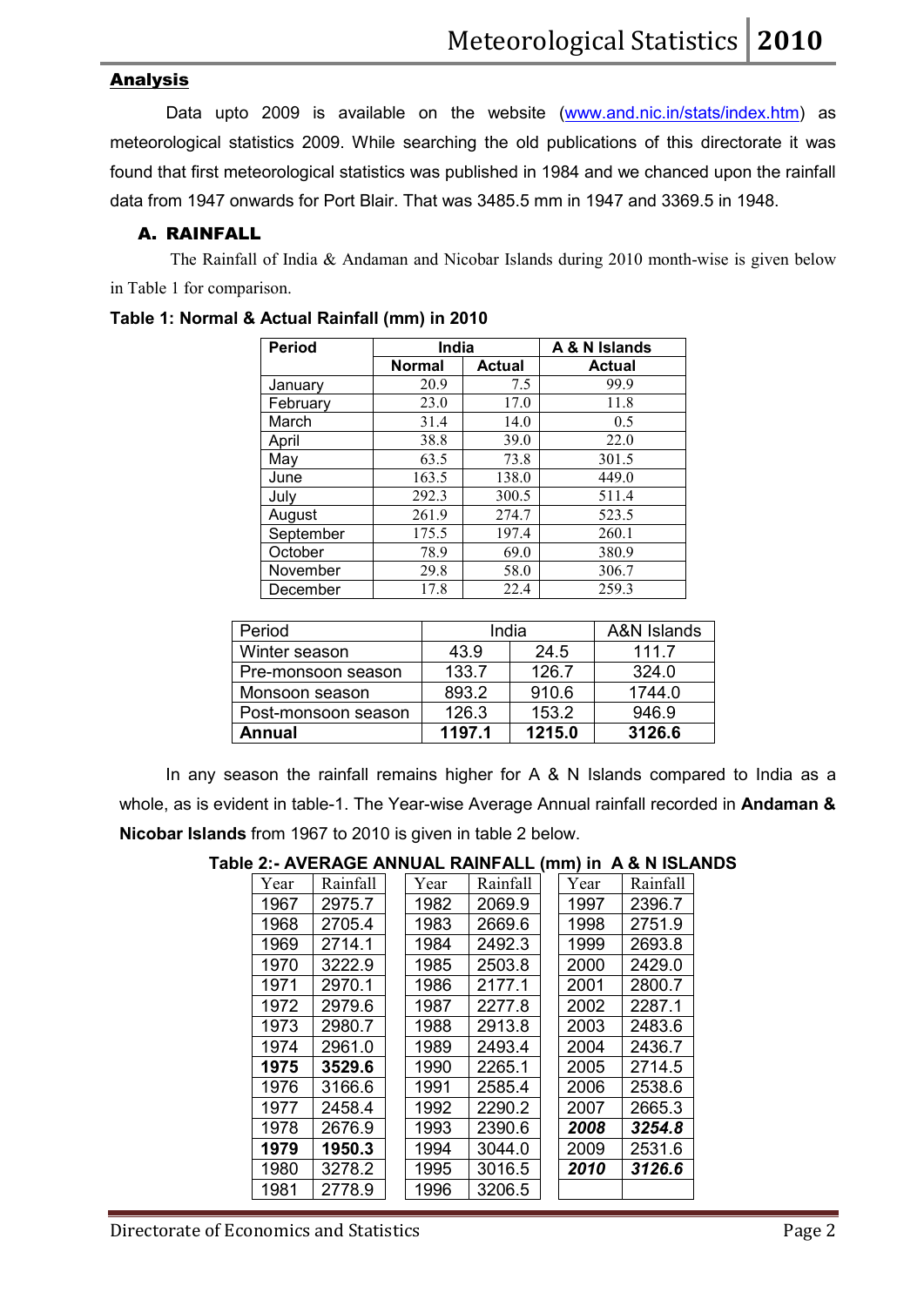## Analysis

Data upto 2009 is available on the website (www.and.nic.in/stats/index.htm) as meteorological statistics 2009. While searching the old publications of this directorate it was found that first meteorological statistics was published in 1984 and we chanced upon the rainfall data from 1947 onwards for Port Blair. That was 3485.5 mm in 1947 and 3369.5 in 1948.

### A. RAINFALL

The Rainfall of India & Andaman and Nicobar Islands during 2010 month-wise is given below in Table 1 for comparison.

**Table 1: Normal & Actual Rainfall (mm) in 2010**

| Period | India | | A & N Islands |
|---|---|---|---|
| | Normal | Actual | Actual |
| January | 20.9 | 7.5 | 99.9 |
| February | 23.0 | 17.0 | 11.8 |
| March | 31.4 | 14.0 | 0.5 |
| April | 38.8 | 39.0 | 22.0 |
| May | 63.5 | 73.8 | 301.5 |
| June | 163.5 | 138.0 | 449.0 |
| July | 292.3 | 300.5 | 511.4 |
| August | 261.9 | 274.7 | 523.5 |
| September | 175.5 | 197.4 | 260.1 |
| October | 78.9 | 69.0 | 380.9 |
| November | 29.8 | 58.0 | 306.7 |
| December | 17.8 | 22.4 | 259.3 |

| Period | India | | A&N Islands |
|---|---|---|---|
| Winter season | 43.9 | 24.5 | 111.7 |
| Pre-monsoon season | 133.7 | 126.7 | 324.0 |
| Monsoon season | 893.2 | 910.6 | 1744.0 |
| Post-monsoon season | 126.3 | 153.2 | 946.9 |
| **Annual** | **1197.1** | **1215.0** | **3126.6** |

In any season the rainfall remains higher for A & N Islands compared to India as a whole, as is evident in table-1. The Year-wise Average Annual rainfall recorded in **Andaman & Nicobar Islands** from 1967 to 2010 is given in table 2 below.

**Table 2:- AVERAGE ANNUAL RAINFALL (mm) in A & N ISLANDS**

| Year | Rainfall | Year | Rainfall | Year | Rainfall |
|---|---|---|---|---|---|
| 1967 | 2975.7 | 1982 | 2069.9 | 1997 | 2396.7 |
| 1968 | 2705.4 | 1983 | 2669.6 | 1998 | 2751.9 |
| 1969 | 2714.1 | 1984 | 2492.3 | 1999 | 2693.8 |
| 1970 | 3222.9 | 1985 | 2503.8 | 2000 | 2429.0 |
| 1971 | 2970.1 | 1986 | 2177.1 | 2001 | 2800.7 |
| 1972 | 2979.6 | 1987 | 2277.8 | 2002 | 2287.1 |
| 1973 | 2980.7 | 1988 | 2913.8 | 2003 | 2483.6 |
| 1974 | 2961.0 | 1989 | 2493.4 | 2004 | 2436.7 |
| **1975** | **3529.6** | 1990 | 2265.1 | 2005 | 2714.5 |
| 1976 | 3166.6 | 1991 | 2585.4 | 2006 | 2538.6 |
| 1977 | 2458.4 | 1992 | 2290.2 | 2007 | 2665.3 |
| 1978 | 2676.9 | 1993 | 2390.6 | ***2008*** | ***3254.8*** |
| **1979** | **1950.3** | 1994 | 3044.0 | 2009 | 2531.6 |
| 1980 | 3278.2 | 1995 | 3016.5 | ***2010*** | ***3126.6*** |
| 1981 | 2778.9 | 1996 | 3206.5 | | |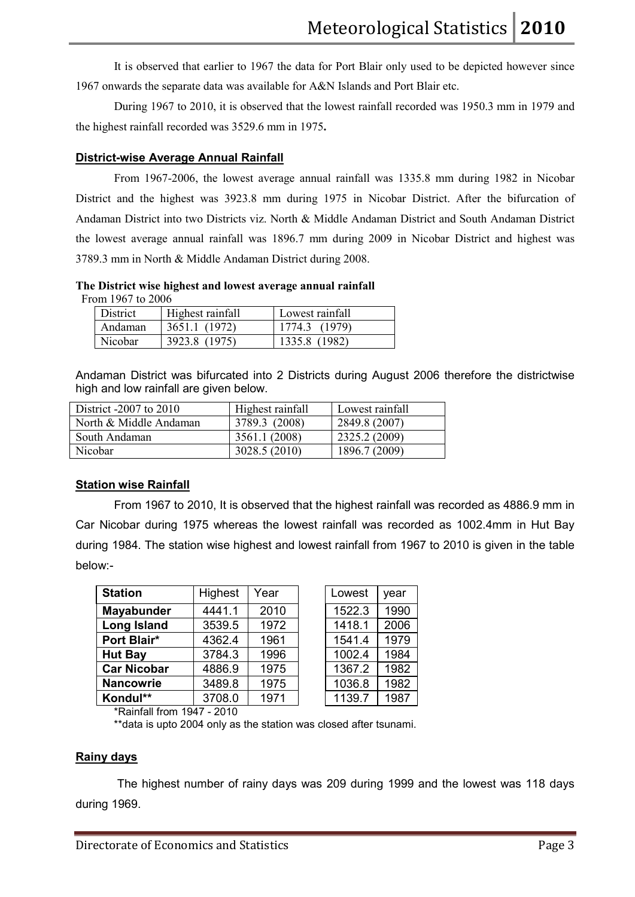It is observed that earlier to 1967 the data for Port Blair only used to be depicted however since 1967 onwards the separate data was available for A&N Islands and Port Blair etc.

During 1967 to 2010, it is observed that the lowest rainfall recorded was 1950.3 mm in 1979 and the highest rainfall recorded was 3529.6 mm in 1975**.**

## District-wise Average Annual Rainfall

From 1967-2006, the lowest average annual rainfall was 1335.8 mm during 1982 in Nicobar District and the highest was 3923.8 mm during 1975 in Nicobar District. After the bifurcation of Andaman District into two Districts viz. North & Middle Andaman District and South Andaman District the lowest average annual rainfall was 1896.7 mm during 2009 in Nicobar District and highest was 3789.3 mm in North & Middle Andaman District during 2008.

**The District wise highest and lowest average annual rainfall**

From 1967 to 2006

| District | Highest rainfall | Lowest rainfall |
|---|---|---|
| Andaman | 3651.1 (1972) | 1774.3 (1979) |
| Nicobar | 3923.8 (1975) | 1335.8 (1982) |

Andaman District was bifurcated into 2 Districts during August 2006 therefore the districtwise high and low rainfall are given below.

| District -2007 to 2010 | Highest rainfall | Lowest rainfall |
|---|---|---|
| North & Middle Andaman | 3789.3 (2008) | 2849.8 (2007) |
| South Andaman | 3561.1 (2008) | 2325.2 (2009) |
| Nicobar | 3028.5 (2010) | 1896.7 (2009) |

## Station wise Rainfall

From 1967 to 2010, It is observed that the highest rainfall was recorded as 4886.9 mm in Car Nicobar during 1975 whereas the lowest rainfall was recorded as 1002.4mm in Hut Bay during 1984. The station wise highest and lowest rainfall from 1967 to 2010 is given in the table below:-

| Station | Highest | Year | Lowest | year |
|---|---|---|---|---|
| **Mayabunder** | 4441.1 | 2010 | 1522.3 | 1990 |
| **Long Island** | 3539.5 | 1972 | 1418.1 | 2006 |
| **Port Blair*** | 4362.4 | 1961 | 1541.4 | 1979 |
| **Hut Bay** | 3784.3 | 1996 | 1002.4 | 1984 |
| **Car Nicobar** | 4886.9 | 1975 | 1367.2 | 1982 |
| **Nancowrie** | 3489.8 | 1975 | 1036.8 | 1982 |
| **Kondul**** | 3708.0 | 1971 | 1139.7 | 1987 |

*Rainfall from 1947 - 2010

**data is upto 2004 only as the station was closed after tsunami.

## Rainy days

The highest number of rainy days was 209 during 1999 and the lowest was 118 days during 1969.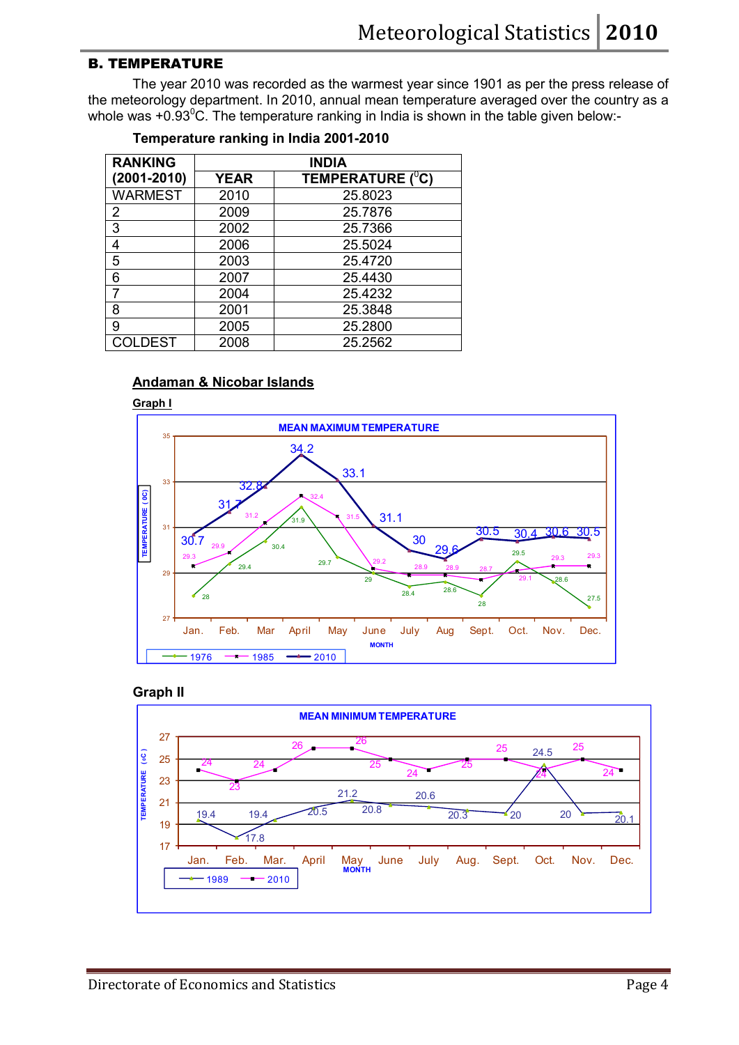## B. TEMPERATURE

The year 2010 was recorded as the warmest year since 1901 as per the press release of the meteorology department. In 2010, annual mean temperature averaged over the country as a whole was +0.93$^{0}$C. The temperature ranking in India is shown in the table given below:-

**Temperature ranking in India 2001-2010**

| RANKING (2001-2010) | INDIA | |
|---|---|---|
| | YEAR | TEMPERATURE ($^{0}$C) |
| WARMEST | 2010 | 25.8023 |
| 2 | 2009 | 25.7876 |
| 3 | 2002 | 25.7366 |
| 4 | 2006 | 25.5024 |
| 5 | 2003 | 25.4720 |
| 6 | 2007 | 25.4430 |
| 7 | 2004 | 25.4232 |
| 8 | 2001 | 25.3848 |
| 9 | 2005 | 25.2800 |
| COLDEST | 2008 | 25.2562 |

**Andaman & Nicobar Islands**

**Graph I**

MEAN MAXIMUM TEMPERATURE

| MONTH | 1976 | 1985 | 2010 |
|---|---|---|---|
| Jan. | 28 | 29.3 | 30.7 |
| Feb. | 29.4 | 29.9 | 31.7 |
| Mar | 30.4 | 31.2 | 32.8 |
| April | 31.9 | 32.4 | 34.2 |
| May | 29.7 | 31.5 | 33.1 |
| June | 29 | 29.2 | 31.1 |
| July | 28.4 | 28.9 | 30 |
| Aug | 28.6 | 28.9 | 29.6 |
| Sept. | 28 | 28.7 | 30.5 |
| Oct. | 29.5 | 29.1 | 30.4 |
| Nov. | 28.6 | 29.3 | 30.6 |
| Dec. | 27.5 | 29.3 | 30.5 |

**Graph II**

MEAN MINIMUM TEMPERATURE

| MONTH | 1989 | 2010 |
|---|---|---|
| Jan. | 19.4 | 24 |
| Feb. | 17.8 | 23 |
| Mar. | 19.4 | 24 |
| April | 20.5 | 26 |
| May | 21.2 | 26 |
| June | 20.8 | 25 |
| July | 20.6 | 24 |
| Aug. | 20.3 | 25 |
| Sept. | 20 | 25 |
| Oct. | 24.5 | 24 |
| Nov. | 20 | 25 |
| Dec. | 20.1 | 24 |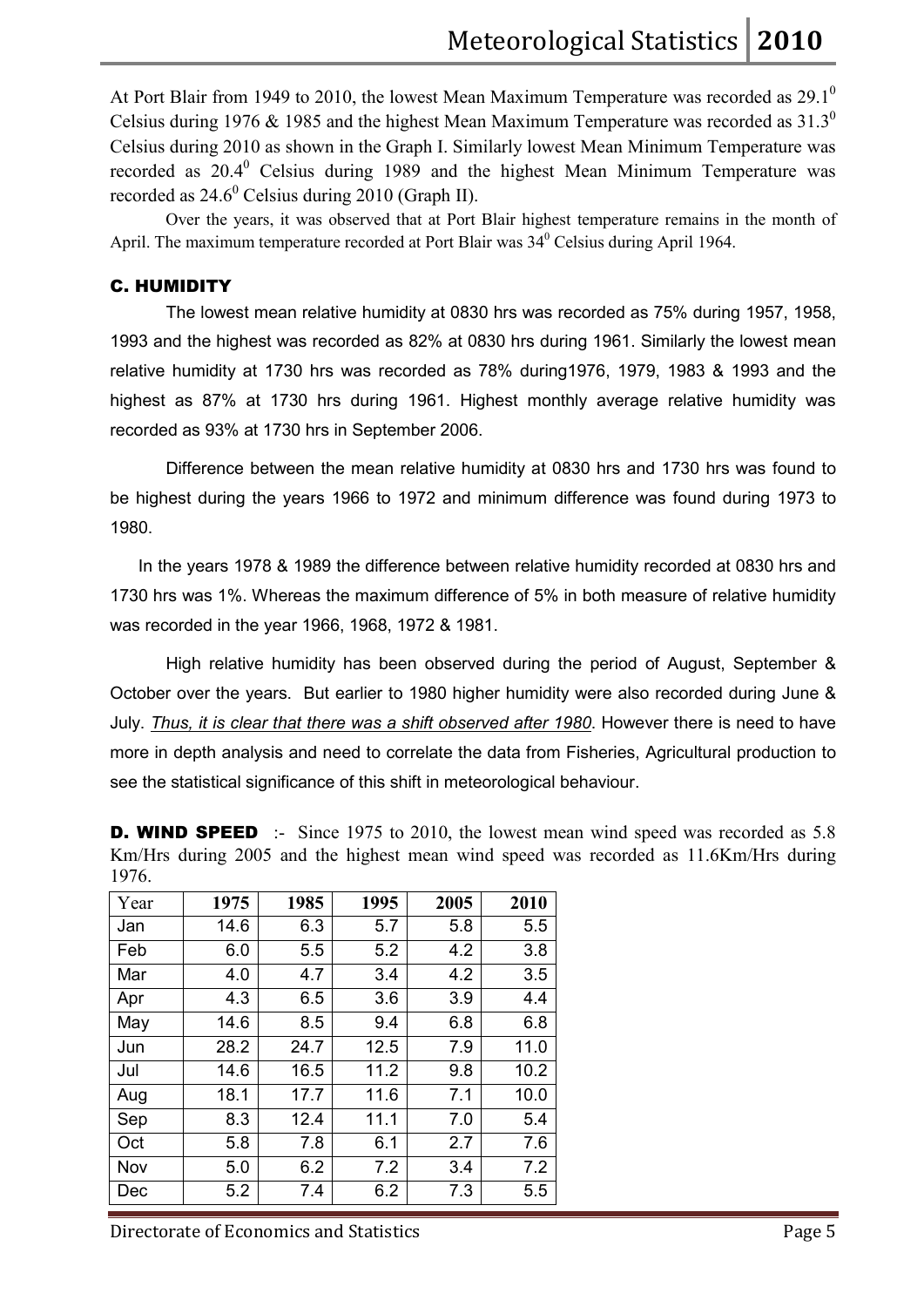At Port Blair from 1949 to 2010, the lowest Mean Maximum Temperature was recorded as $29.1^0$ Celsius during 1976 & 1985 and the highest Mean Maximum Temperature was recorded as $31.3^0$ Celsius during 2010 as shown in the Graph I. Similarly lowest Mean Minimum Temperature was recorded as $20.4^0$ Celsius during 1989 and the highest Mean Minimum Temperature was recorded as $24.6^0$ Celsius during 2010 (Graph II).

Over the years, it was observed that at Port Blair highest temperature remains in the month of April. The maximum temperature recorded at Port Blair was $34^0$ Celsius during April 1964.

### C. HUMIDITY

The lowest mean relative humidity at 0830 hrs was recorded as 75% during 1957, 1958, 1993 and the highest was recorded as 82% at 0830 hrs during 1961. Similarly the lowest mean relative humidity at 1730 hrs was recorded as 78% during1976, 1979, 1983 & 1993 and the highest as 87% at 1730 hrs during 1961. Highest monthly average relative humidity was recorded as 93% at 1730 hrs in September 2006.

Difference between the mean relative humidity at 0830 hrs and 1730 hrs was found to be highest during the years 1966 to 1972 and minimum difference was found during 1973 to 1980.

In the years 1978 & 1989 the difference between relative humidity recorded at 0830 hrs and 1730 hrs was 1%. Whereas the maximum difference of 5% in both measure of relative humidity was recorded in the year 1966, 1968, 1972 & 1981.

High relative humidity has been observed during the period of August, September & October over the years. But earlier to 1980 higher humidity were also recorded during June & July. ***Thus, it is clear that there was a shift observed after 1980***. However there is need to have more in depth analysis and need to correlate the data from Fisheries, Agricultural production to see the statistical significance of this shift in meteorological behaviour.

**D. WIND SPEED** :- Since 1975 to 2010, the lowest mean wind speed was recorded as 5.8 Km/Hrs during 2005 and the highest mean wind speed was recorded as 11.6Km/Hrs during 1976.

| Year | 1975 | 1985 | 1995 | 2005 | 2010 |
|---|---|---|---|---|---|
| Jan | 14.6 | 6.3 | 5.7 | 5.8 | 5.5 |
| Feb | 6.0 | 5.5 | 5.2 | 4.2 | 3.8 |
| Mar | 4.0 | 4.7 | 3.4 | 4.2 | 3.5 |
| Apr | 4.3 | 6.5 | 3.6 | 3.9 | 4.4 |
| May | 14.6 | 8.5 | 9.4 | 6.8 | 6.8 |
| Jun | 28.2 | 24.7 | 12.5 | 7.9 | 11.0 |
| Jul | 14.6 | 16.5 | 11.2 | 9.8 | 10.2 |
| Aug | 18.1 | 17.7 | 11.6 | 7.1 | 10.0 |
| Sep | 8.3 | 12.4 | 11.1 | 7.0 | 5.4 |
| Oct | 5.8 | 7.8 | 6.1 | 2.7 | 7.6 |
| Nov | 5.0 | 6.2 | 7.2 | 3.4 | 7.2 |
| Dec | 5.2 | 7.4 | 6.2 | 7.3 | 5.5 |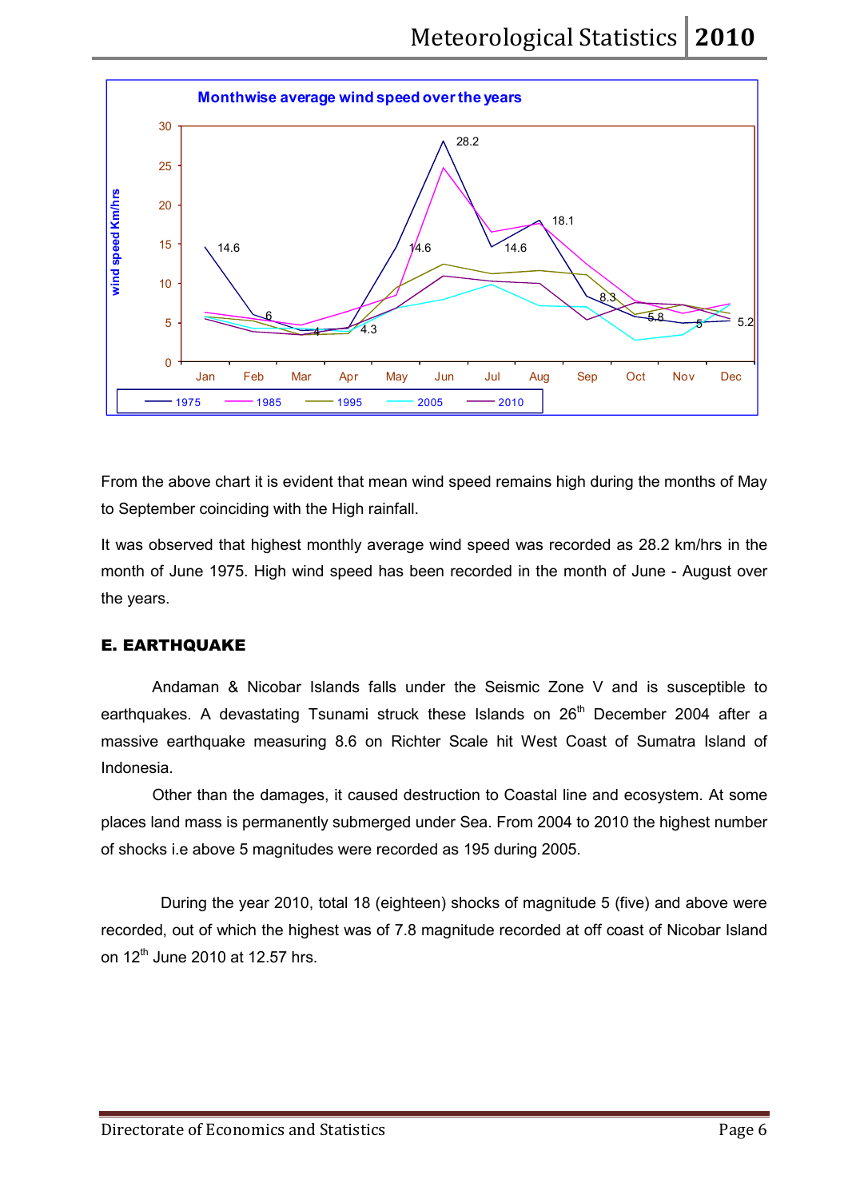**Monthwise average wind speed over the years**

From the above chart it is evident that mean wind speed remains high during the months of May to September coinciding with the High rainfall.

It was observed that highest monthly average wind speed was recorded as 28.2 km/hrs in the month of June 1975. High wind speed has been recorded in the month of June - August over the years.

## E. EARTHQUAKE

Andaman & Nicobar Islands falls under the Seismic Zone V and is susceptible to earthquakes. A devastating Tsunami struck these Islands on 26th December 2004 after a massive earthquake measuring 8.6 on Richter Scale hit West Coast of Sumatra Island of Indonesia.

Other than the damages, it caused destruction to Coastal line and ecosystem. At some places land mass is permanently submerged under Sea. From 2004 to 2010 the highest number of shocks i.e above 5 magnitudes were recorded as 195 during 2005.

During the year 2010, total 18 (eighteen) shocks of magnitude 5 (five) and above were recorded, out of which the highest was of 7.8 magnitude recorded at off coast of Nicobar Island on 12th June 2010 at 12.57 hrs.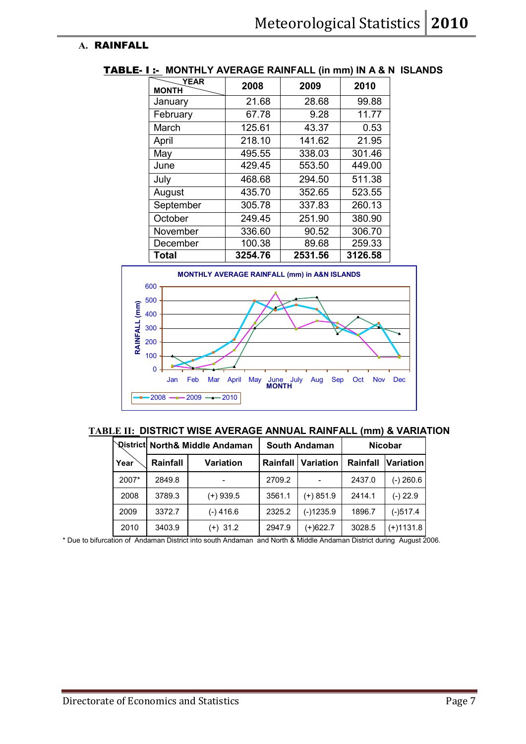## A. RAINFALL

**TABLE- I :- MONTHLY AVERAGE RAINFALL (in mm) IN A & N ISLANDS**

| MONTH \ YEAR | 2008 | 2009 | 2010 |
|---|---|---|---|
| January | 21.68 | 28.68 | 99.88 |
| February | 67.78 | 9.28 | 11.77 |
| March | 125.61 | 43.37 | 0.53 |
| April | 218.10 | 141.62 | 21.95 |
| May | 495.55 | 338.03 | 301.46 |
| June | 429.45 | 553.50 | 449.00 |
| July | 468.68 | 294.50 | 511.38 |
| August | 435.70 | 352.65 | 523.55 |
| September | 305.78 | 337.83 | 260.13 |
| October | 249.45 | 251.90 | 380.90 |
| November | 336.60 | 90.52 | 306.70 |
| December | 100.38 | 89.68 | 259.33 |
| **Total** | **3254.76** | **2531.56** | **3126.58** |

MONTHLY AVERAGE RAINFALL (mm) in A&N ISLANDS

**TABLE II: DISTRICT WISE AVERAGE ANNUAL RAINFALL (mm) & VARIATION**

| Year \ District | North& Middle Andaman | | South Andaman | | Nicobar | |
|---|---|---|---|---|---|---|
| | Rainfall | Variation | Rainfall | Variation | Rainfall | Variation |
| 2007* | 2849.8 | - | 2709.2 | - | 2437.0 | (-) 260.6 |
| 2008 | 3789.3 | (+) 939.5 | 3561.1 | (+) 851.9 | 2414.1 | (-) 22.9 |
| 2009 | 3372.7 | (-) 416.6 | 2325.2 | (-)1235.9 | 1896.7 | (-)517.4 |
| 2010 | 3403.9 | (+) 31.2 | 2947.9 | (+)622.7 | 3028.5 | (+)1131.8 |

* Due to bifurcation of Andaman District into south Andaman and North & Middle Andaman District during August 2006.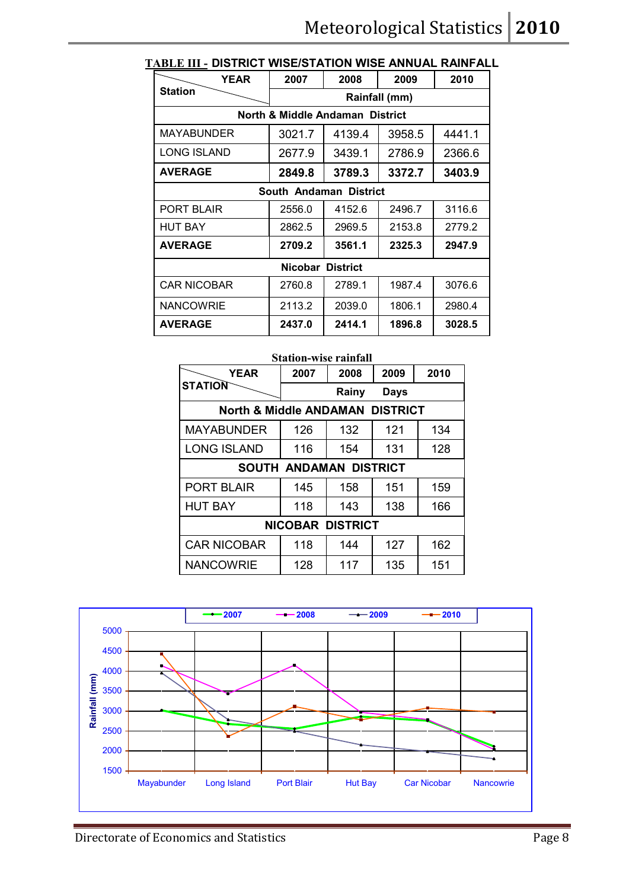**TABLE III - DISTRICT WISE/STATION WISE ANNUAL RAINFALL**

| Station \ YEAR | 2007 | 2008 | 2009 | 2010 |
|---|---|---|---|---|
| | Rainfall (mm) | | | |
| **North & Middle Andaman District** | | | | |
| MAYABUNDER | 3021.7 | 4139.4 | 3958.5 | 4441.1 |
| LONG ISLAND | 2677.9 | 3439.1 | 2786.9 | 2366.6 |
| **AVERAGE** | **2849.8** | **3789.3** | **3372.7** | **3403.9** |
| **South Andaman District** | | | | |
| PORT BLAIR | 2556.0 | 4152.6 | 2496.7 | 3116.6 |
| HUT BAY | 2862.5 | 2969.5 | 2153.8 | 2779.2 |
| **AVERAGE** | **2709.2** | **3561.1** | **2325.3** | **2947.9** |
| **Nicobar District** | | | | |
| CAR NICOBAR | 2760.8 | 2789.1 | 1987.4 | 3076.6 |
| NANCOWRIE | 2113.2 | 2039.0 | 1806.1 | 2980.4 |
| **AVERAGE** | **2437.0** | **2414.1** | **1896.8** | **3028.5** |

**Station-wise rainfall**

| STATION \ YEAR | 2007 | 2008 | 2009 | 2010 |
|---|---|---|---|---|
| | Rainy Days | | | |
| **North & Middle ANDAMAN DISTRICT** | | | | |
| MAYABUNDER | 126 | 132 | 121 | 134 |
| LONG ISLAND | 116 | 154 | 131 | 128 |
| **SOUTH ANDAMAN DISTRICT** | | | | |
| PORT BLAIR | 145 | 158 | 151 | 159 |
| HUT BAY | 118 | 143 | 138 | 166 |
| **NICOBAR DISTRICT** | | | | |
| CAR NICOBAR | 118 | 144 | 127 | 162 |
| NANCOWRIE | 128 | 117 | 135 | 151 |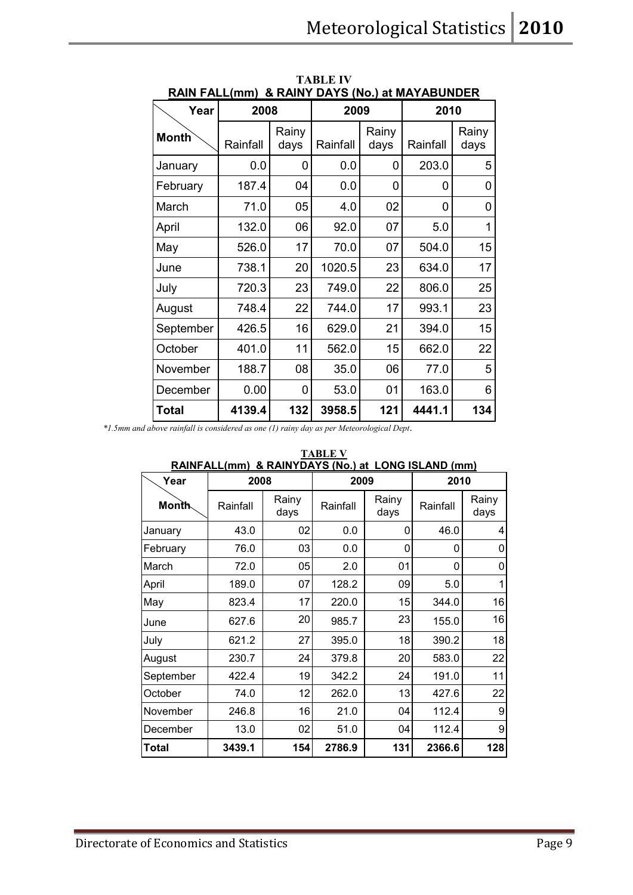**TABLE IV**

**RAIN FALL(mm) & RAINY DAYS (No.) at MAYABUNDER**

| Year / Month | 2008 | | 2009 | | 2010 | |
|---|---|---|---|---|---|---|
| | Rainfall | Rainy days | Rainfall | Rainy days | Rainfall | Rainy days |
| January | 0.0 | 0 | 0.0 | 0 | 203.0 | 5 |
| February | 187.4 | 04 | 0.0 | 0 | 0 | 0 |
| March | 71.0 | 05 | 4.0 | 02 | 0 | 0 |
| April | 132.0 | 06 | 92.0 | 07 | 5.0 | 1 |
| May | 526.0 | 17 | 70.0 | 07 | 504.0 | 15 |
| June | 738.1 | 20 | 1020.5 | 23 | 634.0 | 17 |
| July | 720.3 | 23 | 749.0 | 22 | 806.0 | 25 |
| August | 748.4 | 22 | 744.0 | 17 | 993.1 | 23 |
| September | 426.5 | 16 | 629.0 | 21 | 394.0 | 15 |
| October | 401.0 | 11 | 562.0 | 15 | 662.0 | 22 |
| November | 188.7 | 08 | 35.0 | 06 | 77.0 | 5 |
| December | 0.00 | 0 | 53.0 | 01 | 163.0 | 6 |
| **Total** | **4139.4** | **132** | **3958.5** | **121** | **4441.1** | **134** |

*\*1.5mm and above rainfall is considered as one (1) rainy day as per Meteorological Dept.*

**TABLE V**

**RAINFALL(mm) & RAINYDAYS (No.) at LONG ISLAND (mm)**

| Year / Month | 2008 | | 2009 | | 2010 | |
|---|---|---|---|---|---|---|
| | Rainfall | Rainy days | Rainfall | Rainy days | Rainfall | Rainy days |
| January | 43.0 | 02 | 0.0 | 0 | 46.0 | 4 |
| February | 76.0 | 03 | 0.0 | 0 | 0 | 0 |
| March | 72.0 | 05 | 2.0 | 01 | 0 | 0 |
| April | 189.0 | 07 | 128.2 | 09 | 5.0 | 1 |
| May | 823.4 | 17 | 220.0 | 15 | 344.0 | 16 |
| June | 627.6 | 20 | 985.7 | 23 | 155.0 | 16 |
| July | 621.2 | 27 | 395.0 | 18 | 390.2 | 18 |
| August | 230.7 | 24 | 379.8 | 20 | 583.0 | 22 |
| September | 422.4 | 19 | 342.2 | 24 | 191.0 | 11 |
| October | 74.0 | 12 | 262.0 | 13 | 427.6 | 22 |
| November | 246.8 | 16 | 21.0 | 04 | 112.4 | 9 |
| December | 13.0 | 02 | 51.0 | 04 | 112.4 | 9 |
| **Total** | **3439.1** | **154** | **2786.9** | **131** | **2366.6** | **128** |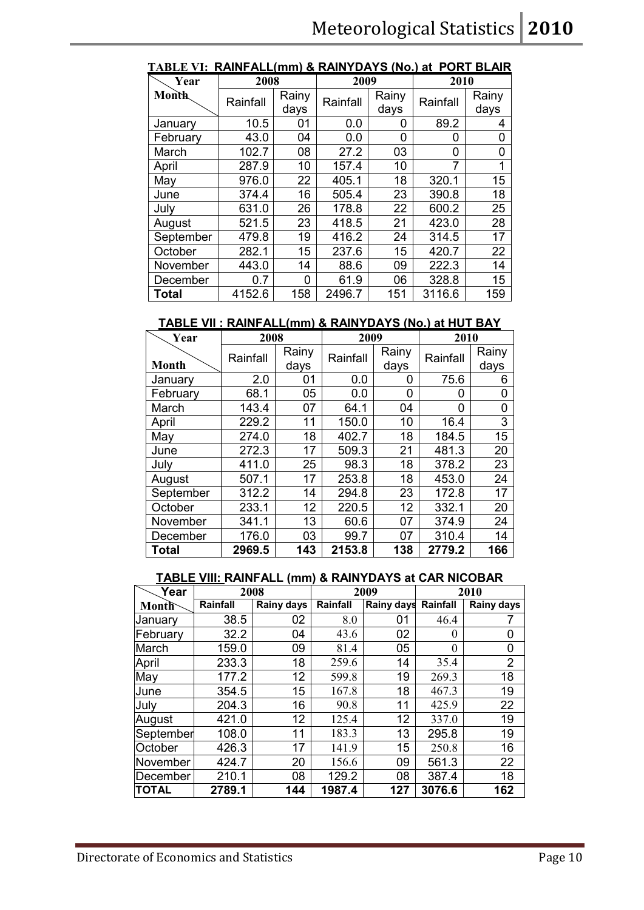**TABLE VI: RAINFALL(mm) & RAINYDAYS (No.) at PORT BLAIR**

| Year / Month | 2008 | | 2009 | | 2010 | |
|---|---|---|---|---|---|---|
| | Rainfall | Rainy days | Rainfall | Rainy days | Rainfall | Rainy days |
| January | 10.5 | 01 | 0.0 | 0 | 89.2 | 4 |
| February | 43.0 | 04 | 0.0 | 0 | 0 | 0 |
| March | 102.7 | 08 | 27.2 | 03 | 0 | 0 |
| April | 287.9 | 10 | 157.4 | 10 | 7 | 1 |
| May | 976.0 | 22 | 405.1 | 18 | 320.1 | 15 |
| June | 374.4 | 16 | 505.4 | 23 | 390.8 | 18 |
| July | 631.0 | 26 | 178.8 | 22 | 600.2 | 25 |
| August | 521.5 | 23 | 418.5 | 21 | 423.0 | 28 |
| September | 479.8 | 19 | 416.2 | 24 | 314.5 | 17 |
| October | 282.1 | 15 | 237.6 | 15 | 420.7 | 22 |
| November | 443.0 | 14 | 88.6 | 09 | 222.3 | 14 |
| December | 0.7 | 0 | 61.9 | 06 | 328.8 | 15 |
| **Total** | 4152.6 | 158 | 2496.7 | 151 | 3116.6 | 159 |

**TABLE VII : RAINFALL(mm) & RAINYDAYS (No.) at HUT BAY**

| Year / Month | 2008 | | 2009 | | 2010 | |
|---|---|---|---|---|---|---|
| | Rainfall | Rainy days | Rainfall | Rainy days | Rainfall | Rainy days |
| January | 2.0 | 01 | 0.0 | 0 | 75.6 | 6 |
| February | 68.1 | 05 | 0.0 | 0 | 0 | 0 |
| March | 143.4 | 07 | 64.1 | 04 | 0 | 0 |
| April | 229.2 | 11 | 150.0 | 10 | 16.4 | 3 |
| May | 274.0 | 18 | 402.7 | 18 | 184.5 | 15 |
| June | 272.3 | 17 | 509.3 | 21 | 481.3 | 20 |
| July | 411.0 | 25 | 98.3 | 18 | 378.2 | 23 |
| August | 507.1 | 17 | 253.8 | 18 | 453.0 | 24 |
| September | 312.2 | 14 | 294.8 | 23 | 172.8 | 17 |
| October | 233.1 | 12 | 220.5 | 12 | 332.1 | 20 |
| November | 341.1 | 13 | 60.6 | 07 | 374.9 | 24 |
| December | 176.0 | 03 | 99.7 | 07 | 310.4 | 14 |
| **Total** | **2969.5** | **143** | **2153.8** | **138** | **2779.2** | **166** |

**TABLE VIII: RAINFALL (mm) & RAINYDAYS at CAR NICOBAR**

| Year / Month | 2008 | | 2009 | | 2010 | |
|---|---|---|---|---|---|---|
| | Rainfall | Rainy days | Rainfall | Rainy days | Rainfall | Rainy days |
| January | 38.5 | 02 | 8.0 | 01 | 46.4 | 7 |
| February | 32.2 | 04 | 43.6 | 02 | 0 | 0 |
| March | 159.0 | 09 | 81.4 | 05 | 0 | 0 |
| April | 233.3 | 18 | 259.6 | 14 | 35.4 | 2 |
| May | 177.2 | 12 | 599.8 | 19 | 269.3 | 18 |
| June | 354.5 | 15 | 167.8 | 18 | 467.3 | 19 |
| July | 204.3 | 16 | 90.8 | 11 | 425.9 | 22 |
| August | 421.0 | 12 | 125.4 | 12 | 337.0 | 19 |
| September | 108.0 | 11 | 183.3 | 13 | 295.8 | 19 |
| October | 426.3 | 17 | 141.9 | 15 | 250.8 | 16 |
| November | 424.7 | 20 | 156.6 | 09 | 561.3 | 22 |
| December | 210.1 | 08 | 129.2 | 08 | 387.4 | 18 |
| **TOTAL** | **2789.1** | **144** | **1987.4** | **127** | **3076.6** | **162** |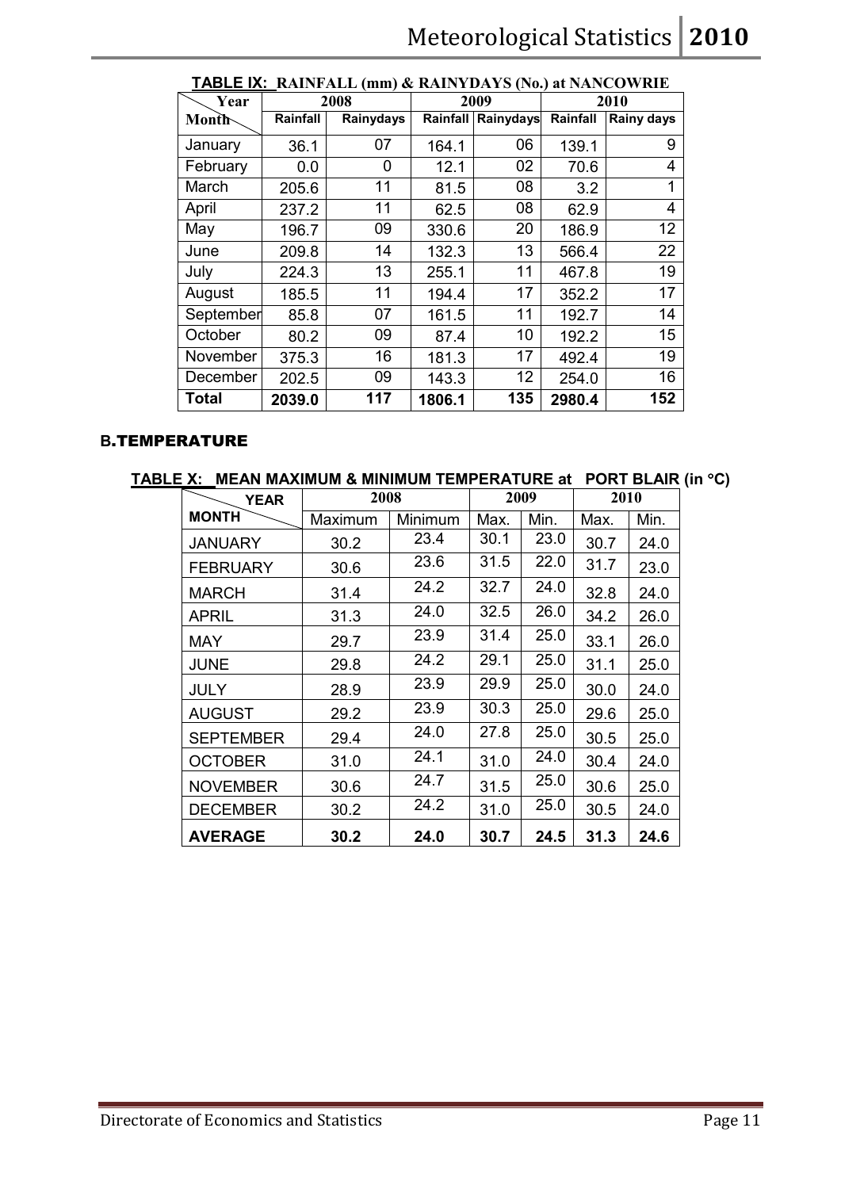**TABLE IX: RAINFALL (mm) & RAINYDAYS (No.) at NANCOWRIE**

| Year / Month | 2008 | | 2009 | | 2010 | |
|---|---|---|---|---|---|---|
| | Rainfall | Rainydays | Rainfall | Rainydays | Rainfall | Rainy days |
| January | 36.1 | 07 | 164.1 | 06 | 139.1 | 9 |
| February | 0.0 | 0 | 12.1 | 02 | 70.6 | 4 |
| March | 205.6 | 11 | 81.5 | 08 | 3.2 | 1 |
| April | 237.2 | 11 | 62.5 | 08 | 62.9 | 4 |
| May | 196.7 | 09 | 330.6 | 20 | 186.9 | 12 |
| June | 209.8 | 14 | 132.3 | 13 | 566.4 | 22 |
| July | 224.3 | 13 | 255.1 | 11 | 467.8 | 19 |
| August | 185.5 | 11 | 194.4 | 17 | 352.2 | 17 |
| September | 85.8 | 07 | 161.5 | 11 | 192.7 | 14 |
| October | 80.2 | 09 | 87.4 | 10 | 192.2 | 15 |
| November | 375.3 | 16 | 181.3 | 17 | 492.4 | 19 |
| December | 202.5 | 09 | 143.3 | 12 | 254.0 | 16 |
| **Total** | **2039.0** | **117** | **1806.1** | **135** | **2980.4** | **152** |

## B. TEMPERATURE

**TABLE X: MEAN MAXIMUM & MINIMUM TEMPERATURE at PORT BLAIR (in °C)**

| YEAR / MONTH | 2008 | | 2009 | | 2010 | |
|---|---|---|---|---|---|---|
| | Maximum | Minimum | Max. | Min. | Max. | Min. |
| JANUARY | 30.2 | 23.4 | 30.1 | 23.0 | 30.7 | 24.0 |
| FEBRUARY | 30.6 | 23.6 | 31.5 | 22.0 | 31.7 | 23.0 |
| MARCH | 31.4 | 24.2 | 32.7 | 24.0 | 32.8 | 24.0 |
| APRIL | 31.3 | 24.0 | 32.5 | 26.0 | 34.2 | 26.0 |
| MAY | 29.7 | 23.9 | 31.4 | 25.0 | 33.1 | 26.0 |
| JUNE | 29.8 | 24.2 | 29.1 | 25.0 | 31.1 | 25.0 |
| JULY | 28.9 | 23.9 | 29.9 | 25.0 | 30.0 | 24.0 |
| AUGUST | 29.2 | 23.9 | 30.3 | 25.0 | 29.6 | 25.0 |
| SEPTEMBER | 29.4 | 24.0 | 27.8 | 25.0 | 30.5 | 25.0 |
| OCTOBER | 31.0 | 24.1 | 31.0 | 24.0 | 30.4 | 24.0 |
| NOVEMBER | 30.6 | 24.7 | 31.5 | 25.0 | 30.6 | 25.0 |
| DECEMBER | 30.2 | 24.2 | 31.0 | 25.0 | 30.5 | 24.0 |
| **AVERAGE** | **30.2** | **24.0** | **30.7** | **24.5** | **31.3** | **24.6** |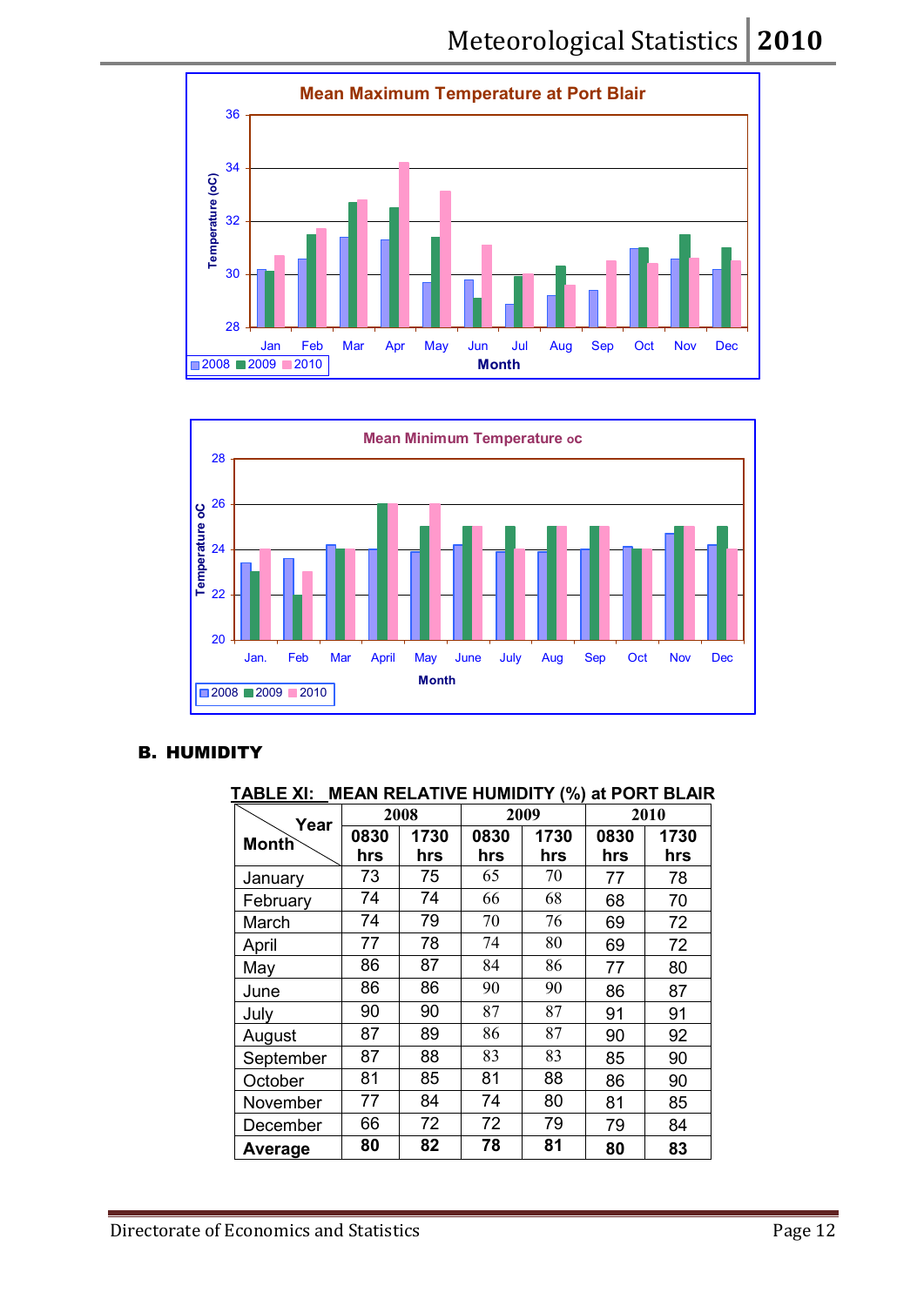Mean Maximum Temperature at Port Blair

Mean Minimum Temperature oc

## B. HUMIDITY

**TABLE XI: MEAN RELATIVE HUMIDITY (%) at PORT BLAIR**

| Month / Year | 2008 | | 2009 | | 2010 | |
|---|---|---|---|---|---|---|
| | 0830 hrs | 1730 hrs | 0830 hrs | 1730 hrs | 0830 hrs | 1730 hrs |
| January | 73 | 75 | 65 | 70 | 77 | 78 |
| February | 74 | 74 | 66 | 68 | 68 | 70 |
| March | 74 | 79 | 70 | 76 | 69 | 72 |
| April | 77 | 78 | 74 | 80 | 69 | 72 |
| May | 86 | 87 | 84 | 86 | 77 | 80 |
| June | 86 | 86 | 90 | 90 | 86 | 87 |
| July | 90 | 90 | 87 | 87 | 91 | 91 |
| August | 87 | 89 | 86 | 87 | 90 | 92 |
| September | 87 | 88 | 83 | 83 | 85 | 90 |
| October | 81 | 85 | 81 | 88 | 86 | 90 |
| November | 77 | 84 | 74 | 80 | 81 | 85 |
| December | 66 | 72 | 72 | 79 | 79 | 84 |
| **Average** | **80** | **82** | **78** | **81** | **80** | **83** |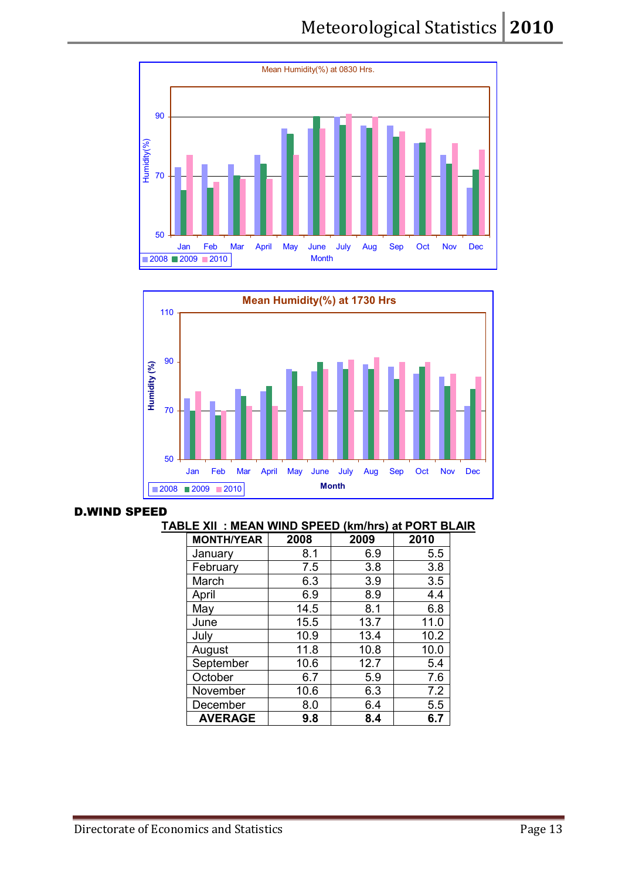Mean Humidity(%) at 0830 Hrs.

Mean Humidity(%) at 1730 Hrs

## D.WIND SPEED

**TABLE XII : MEAN WIND SPEED (km/hrs) at PORT BLAIR**

| MONTH/YEAR | 2008 | 2009 | 2010 |
|---|---|---|---|
| January | 8.1 | 6.9 | 5.5 |
| February | 7.5 | 3.8 | 3.8 |
| March | 6.3 | 3.9 | 3.5 |
| April | 6.9 | 8.9 | 4.4 |
| May | 14.5 | 8.1 | 6.8 |
| June | 15.5 | 13.7 | 11.0 |
| July | 10.9 | 13.4 | 10.2 |
| August | 11.8 | 10.8 | 10.0 |
| September | 10.6 | 12.7 | 5.4 |
| October | 6.7 | 5.9 | 7.6 |
| November | 10.6 | 6.3 | 7.2 |
| December | 8.0 | 6.4 | 5.5 |
| **AVERAGE** | **9.8** | **8.4** | **6.7** |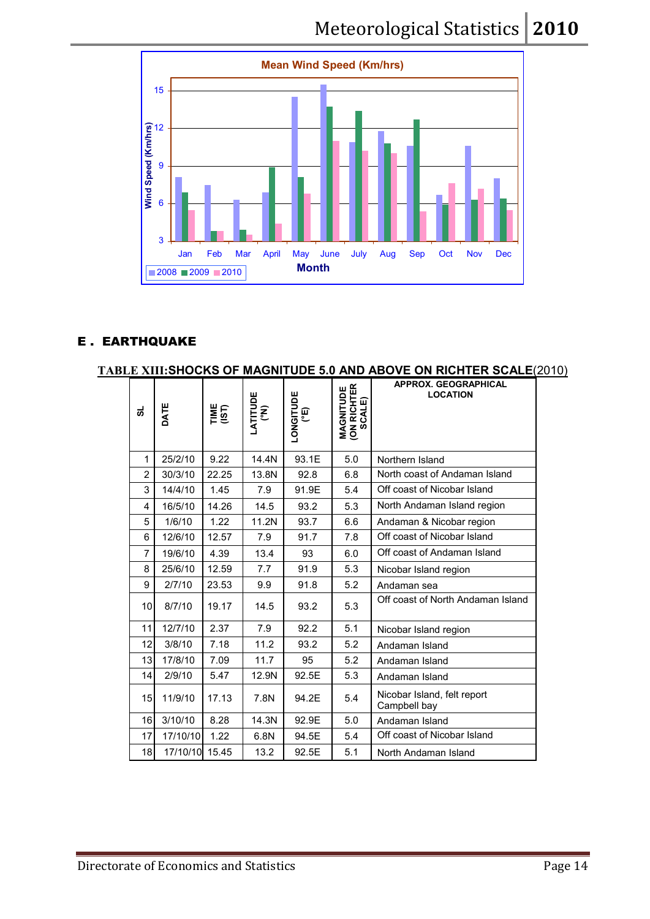Mean Wind Speed (Km/hrs)

| Month | 2008 | 2009 | 2010 |
|---|---|---|---|
| Jan | | | |
| Feb | | | |
| Mar | | | |
| April | | | |
| May | | | |
| June | | | |
| July | | | |
| Aug | | | |
| Sep | | | |
| Oct | | | |
| Nov | | | |
| Dec | | | |

## E . EARTHQUAKE

**TABLE XIII:SHOCKS OF MAGNITUDE 5.0 AND ABOVE ON RICHTER SCALE**(2010)

| SL | DATE | TIME (IST) | LATITUDE (°N) | LONGITUDE (°E) | MAGNITUDE (ON RICHTER SCALE) | APPROX. GEOGRAPHICAL LOCATION |
|---|---|---|---|---|---|---|
| 1 | 25/2/10 | 9.22 | 14.4N | 93.1E | 5.0 | Northern Island |
| 2 | 30/3/10 | 22.25 | 13.8N | 92.8 | 6.8 | North coast of Andaman Island |
| 3 | 14/4/10 | 1.45 | 7.9 | 91.9E | 5.4 | Off coast of Nicobar Island |
| 4 | 16/5/10 | 14.26 | 14.5 | 93.2 | 5.3 | North Andaman Island region |
| 5 | 1/6/10 | 1.22 | 11.2N | 93.7 | 6.6 | Andaman & Nicobar region |
| 6 | 12/6/10 | 12.57 | 7.9 | 91.7 | 7.8 | Off coast of Nicobar Island |
| 7 | 19/6/10 | 4.39 | 13.4 | 93 | 6.0 | Off coast of Andaman Island |
| 8 | 25/6/10 | 12.59 | 7.7 | 91.9 | 5.3 | Nicobar Island region |
| 9 | 2/7/10 | 23.53 | 9.9 | 91.8 | 5.2 | Andaman sea |
| 10 | 8/7/10 | 19.17 | 14.5 | 93.2 | 5.3 | Off coast of North Andaman Island |
| 11 | 12/7/10 | 2.37 | 7.9 | 92.2 | 5.1 | Nicobar Island region |
| 12 | 3/8/10 | 7.18 | 11.2 | 93.2 | 5.2 | Andaman Island |
| 13 | 17/8/10 | 7.09 | 11.7 | 95 | 5.2 | Andaman Island |
| 14 | 2/9/10 | 5.47 | 12.9N | 92.5E | 5.3 | Andaman Island |
| 15 | 11/9/10 | 17.13 | 7.8N | 94.2E | 5.4 | Nicobar Island, felt report Campbell bay |
| 16 | 3/10/10 | 8.28 | 14.3N | 92.9E | 5.0 | Andaman Island |
| 17 | 17/10/10 | 1.22 | 6.8N | 94.5E | 5.4 | Off coast of Nicobar Island |
| 18 | 17/10/10 | 15.45 | 13.2 | 92.5E | 5.1 | North Andaman Island |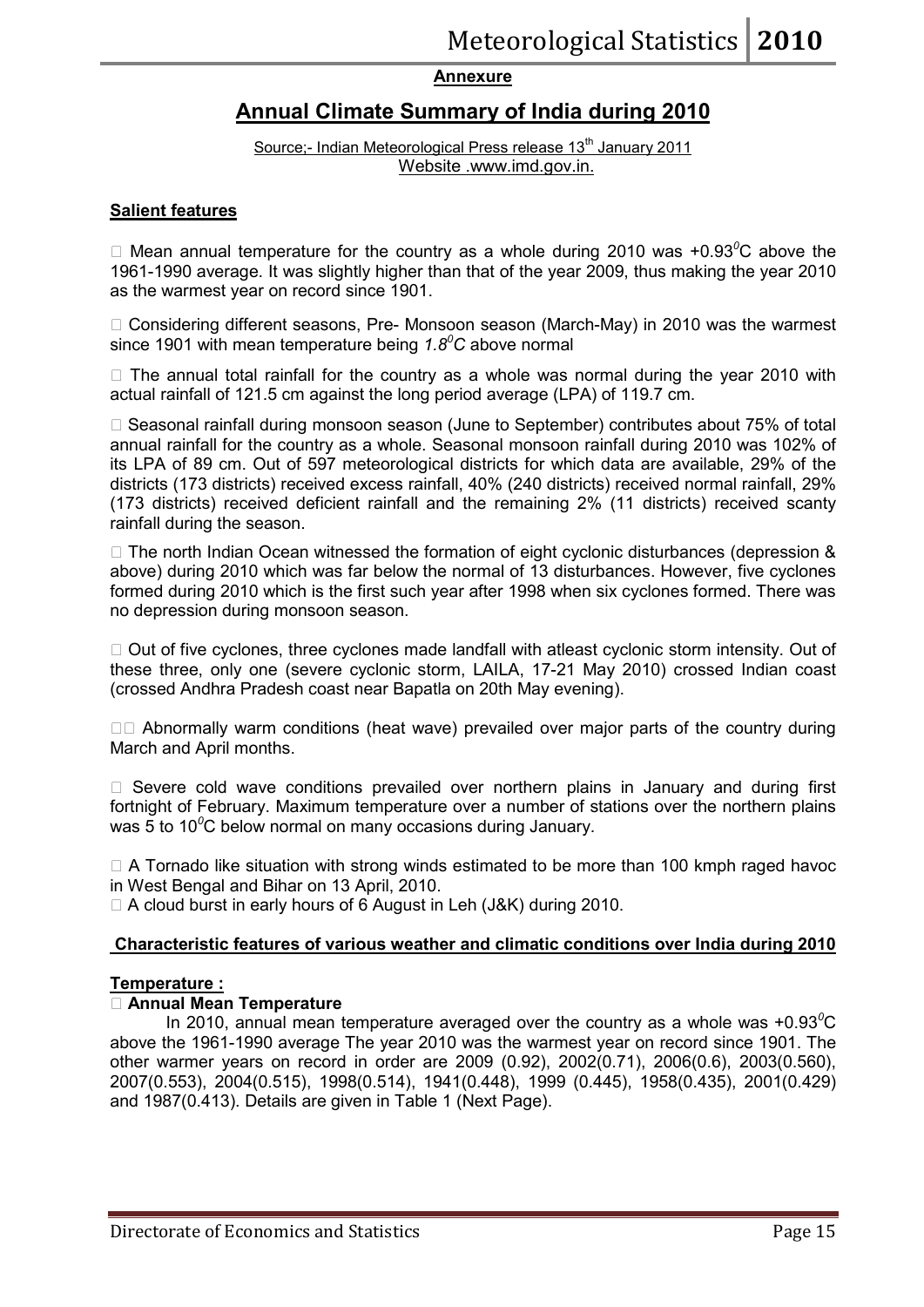**Annexure**

# Annual Climate Summary of India during 2010

Source;- Indian Meteorological Press release 13th January 2011
Website .www.imd.gov.in.

## Salient features

- Mean annual temperature for the country as a whole during 2010 was +0.93$^0$C above the 1961-1990 average. It was slightly higher than that of the year 2009, thus making the year 2010 as the warmest year on record since 1901.

- Considering different seasons, Pre- Monsoon season (March-May) in 2010 was the warmest since 1901 with mean temperature being *1.8$^0$C* above normal

- The annual total rainfall for the country as a whole was normal during the year 2010 with actual rainfall of 121.5 cm against the long period average (LPA) of 119.7 cm.

- Seasonal rainfall during monsoon season (June to September) contributes about 75% of total annual rainfall for the country as a whole. Seasonal monsoon rainfall during 2010 was 102% of its LPA of 89 cm. Out of 597 meteorological districts for which data are available, 29% of the districts (173 districts) received excess rainfall, 40% (240 districts) received normal rainfall, 29% (173 districts) received deficient rainfall and the remaining 2% (11 districts) received scanty rainfall during the season.

- The north Indian Ocean witnessed the formation of eight cyclonic disturbances (depression & above) during 2010 which was far below the normal of 13 disturbances. However, five cyclones formed during 2010 which is the first such year after 1998 when six cyclones formed. There was no depression during monsoon season.

- Out of five cyclones, three cyclones made landfall with atleast cyclonic storm intensity. Out of these three, only one (severe cyclonic storm, LAILA, 17-21 May 2010) crossed Indian coast (crossed Andhra Pradesh coast near Bapatla on 20th May evening).

- Abnormally warm conditions (heat wave) prevailed over major parts of the country during March and April months.

- Severe cold wave conditions prevailed over northern plains in January and during first fortnight of February. Maximum temperature over a number of stations over the northern plains was 5 to 10$^0$C below normal on many occasions during January.

- A Tornado like situation with strong winds estimated to be more than 100 kmph raged havoc in West Bengal and Bihar on 13 April, 2010.
- A cloud burst in early hours of 6 August in Leh (J&K) during 2010.

## Characteristic features of various weather and climatic conditions over India during 2010

### Temperature :

- **Annual Mean Temperature**

In 2010, annual mean temperature averaged over the country as a whole was +0.93$^0$C above the 1961-1990 average The year 2010 was the warmest year on record since 1901. The other warmer years on record in order are 2009 (0.92), 2002(0.71), 2006(0.6), 2003(0.560), 2007(0.553), 2004(0.515), 1998(0.514), 1941(0.448), 1999 (0.445), 1958(0.435), 2001(0.429) and 1987(0.413). Details are given in Table 1 (Next Page).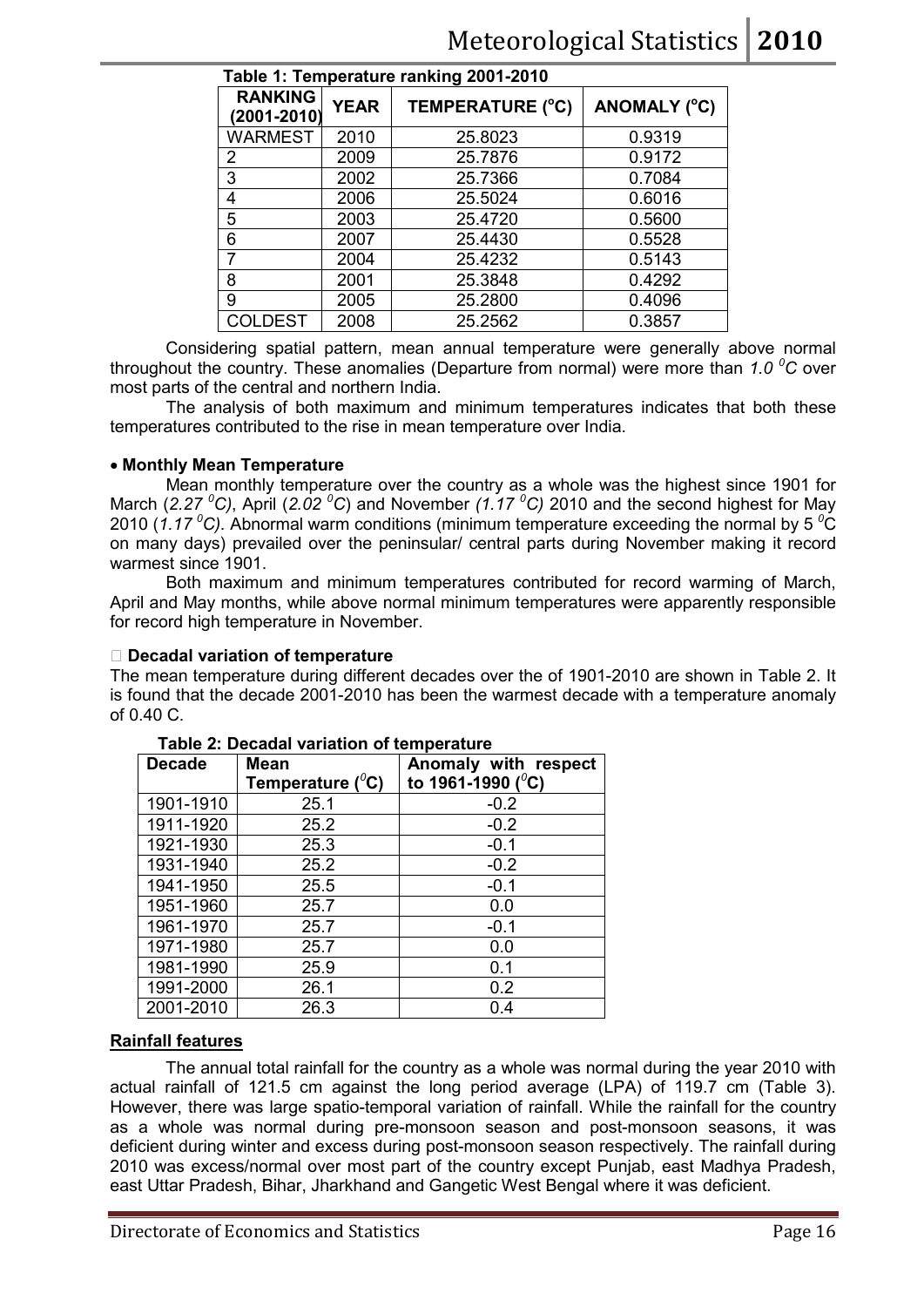**Table 1: Temperature ranking 2001-2010**

| RANKING (2001-2010) | YEAR | TEMPERATURE (°C) | ANOMALY (°C) |
|---|---|---|---|
| WARMEST | 2010 | 25.8023 | 0.9319 |
| 2 | 2009 | 25.7876 | 0.9172 |
| 3 | 2002 | 25.7366 | 0.7084 |
| 4 | 2006 | 25.5024 | 0.6016 |
| 5 | 2003 | 25.4720 | 0.5600 |
| 6 | 2007 | 25.4430 | 0.5528 |
| 7 | 2004 | 25.4232 | 0.5143 |
| 8 | 2001 | 25.3848 | 0.4292 |
| 9 | 2005 | 25.2800 | 0.4096 |
| COLDEST | 2008 | 25.2562 | 0.3857 |

Considering spatial pattern, mean annual temperature were generally above normal throughout the country. These anomalies (Departure from normal) were more than *1.0 $^0C$* over most parts of the central and northern India.

The analysis of both maximum and minimum temperatures indicates that both these temperatures contributed to the rise in mean temperature over India.

- **Monthly Mean Temperature**

Mean monthly temperature over the country as a whole was the highest since 1901 for March (*2.27 $^0C$*), April (*2.02 $^0C$*) and November *(1.17 $^0C$)* 2010 and the second highest for May 2010 (*1.17 $^0C$*). Abnormal warm conditions (minimum temperature exceeding the normal by 5 $^0$C on many days) prevailed over the peninsular/ central parts during November making it record warmest since 1901.

Both maximum and minimum temperatures contributed for record warming of March, April and May months, while above normal minimum temperatures were apparently responsible for record high temperature in November.

- **Decadal variation of temperature**

The mean temperature during different decades over the of 1901-2010 are shown in Table 2. It is found that the decade 2001-2010 has been the warmest decade with a temperature anomaly of 0.40 C.

**Table 2: Decadal variation of temperature**

| Decade | Mean Temperature ($^0$C) | Anomaly with respect to 1961-1990 ($^0$C) |
|---|---|---|
| 1901-1910 | 25.1 | -0.2 |
| 1911-1920 | 25.2 | -0.2 |
| 1921-1930 | 25.3 | -0.1 |
| 1931-1940 | 25.2 | -0.2 |
| 1941-1950 | 25.5 | -0.1 |
| 1951-1960 | 25.7 | 0.0 |
| 1961-1970 | 25.7 | -0.1 |
| 1971-1980 | 25.7 | 0.0 |
| 1981-1990 | 25.9 | 0.1 |
| 1991-2000 | 26.1 | 0.2 |
| 2001-2010 | 26.3 | 0.4 |

**Rainfall features**

The annual total rainfall for the country as a whole was normal during the year 2010 with actual rainfall of 121.5 cm against the long period average (LPA) of 119.7 cm (Table 3). However, there was large spatio-temporal variation of rainfall. While the rainfall for the country as a whole was normal during pre-monsoon season and post-monsoon seasons, it was deficient during winter and excess during post-monsoon season respectively. The rainfall during 2010 was excess/normal over most part of the country except Punjab, east Madhya Pradesh, east Uttar Pradesh, Bihar, Jharkhand and Gangetic West Bengal where it was deficient.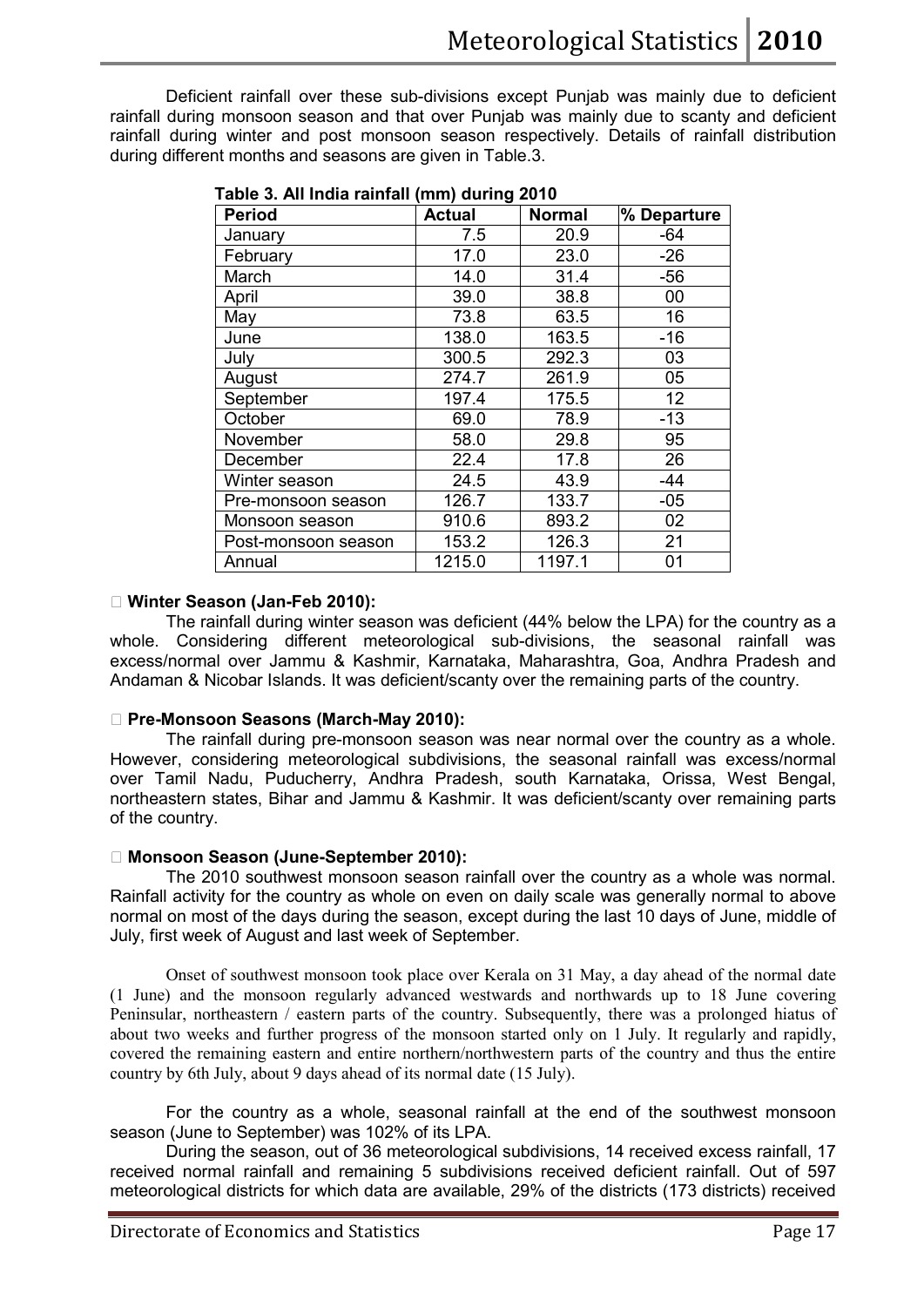Deficient rainfall over these sub-divisions except Punjab was mainly due to deficient rainfall during monsoon season and that over Punjab was mainly due to scanty and deficient rainfall during winter and post monsoon season respectively. Details of rainfall distribution during different months and seasons are given in Table.3.

**Table 3. All India rainfall (mm) during 2010**

| Period | Actual | Normal | % Departure |
|---|---|---|---|
| January | 7.5 | 20.9 | -64 |
| February | 17.0 | 23.0 | -26 |
| March | 14.0 | 31.4 | -56 |
| April | 39.0 | 38.8 | 00 |
| May | 73.8 | 63.5 | 16 |
| June | 138.0 | 163.5 | -16 |
| July | 300.5 | 292.3 | 03 |
| August | 274.7 | 261.9 | 05 |
| September | 197.4 | 175.5 | 12 |
| October | 69.0 | 78.9 | -13 |
| November | 58.0 | 29.8 | 95 |
| December | 22.4 | 17.8 | 26 |
| Winter season | 24.5 | 43.9 | -44 |
| Pre-monsoon season | 126.7 | 133.7 | -05 |
| Monsoon season | 910.6 | 893.2 | 02 |
| Post-monsoon season | 153.2 | 126.3 | 21 |
| Annual | 1215.0 | 1197.1 | 01 |

- **Winter Season (Jan-Feb 2010):**

The rainfall during winter season was deficient (44% below the LPA) for the country as a whole. Considering different meteorological sub-divisions, the seasonal rainfall was excess/normal over Jammu & Kashmir, Karnataka, Maharashtra, Goa, Andhra Pradesh and Andaman & Nicobar Islands. It was deficient/scanty over the remaining parts of the country.

- **Pre-Monsoon Seasons (March-May 2010):**

The rainfall during pre-monsoon season was near normal over the country as a whole. However, considering meteorological subdivisions, the seasonal rainfall was excess/normal over Tamil Nadu, Puducherry, Andhra Pradesh, south Karnataka, Orissa, West Bengal, northeastern states, Bihar and Jammu & Kashmir. It was deficient/scanty over remaining parts of the country.

- **Monsoon Season (June-September 2010):**

The 2010 southwest monsoon season rainfall over the country as a whole was normal. Rainfall activity for the country as whole on even on daily scale was generally normal to above normal on most of the days during the season, except during the last 10 days of June, middle of July, first week of August and last week of September.

Onset of southwest monsoon took place over Kerala on 31 May, a day ahead of the normal date (1 June) and the monsoon regularly advanced westwards and northwards up to 18 June covering Peninsular, northeastern / eastern parts of the country. Subsequently, there was a prolonged hiatus of about two weeks and further progress of the monsoon started only on 1 July. It regularly and rapidly, covered the remaining eastern and entire northern/northwestern parts of the country and thus the entire country by 6th July, about 9 days ahead of its normal date (15 July).

For the country as a whole, seasonal rainfall at the end of the southwest monsoon season (June to September) was 102% of its LPA.

During the season, out of 36 meteorological subdivisions, 14 received excess rainfall, 17 received normal rainfall and remaining 5 subdivisions received deficient rainfall. Out of 597 meteorological districts for which data are available, 29% of the districts (173 districts) received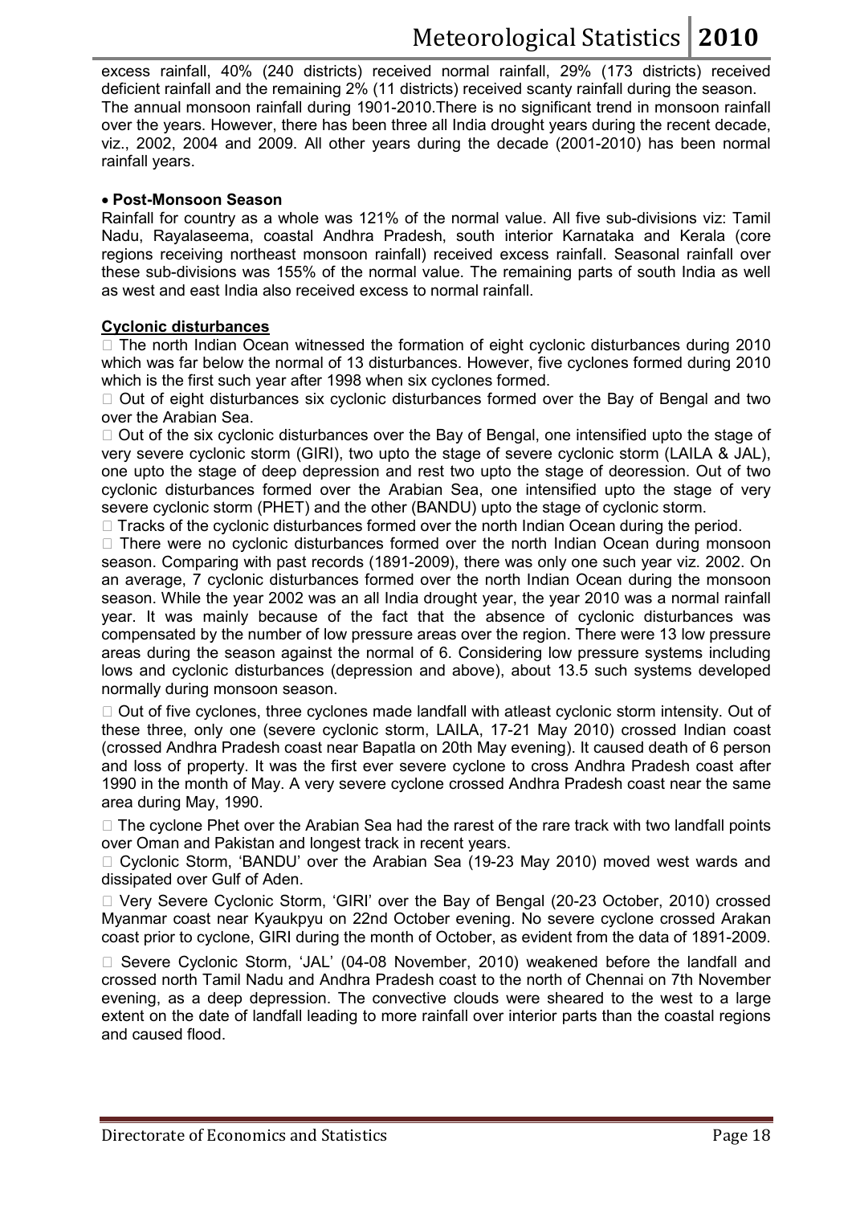excess rainfall, 40% (240 districts) received normal rainfall, 29% (173 districts) received deficient rainfall and the remaining 2% (11 districts) received scanty rainfall during the season.
The annual monsoon rainfall during 1901-2010.There is no significant trend in monsoon rainfall over the years. However, there has been three all India drought years during the recent decade, viz., 2002, 2004 and 2009. All other years during the decade (2001-2010) has been normal rainfall years.

- **Post-Monsoon Season**

Rainfall for country as a whole was 121% of the normal value. All five sub-divisions viz: Tamil Nadu, Rayalaseema, coastal Andhra Pradesh, south interior Karnataka and Kerala (core regions receiving northeast monsoon rainfall) received excess rainfall. Seasonal rainfall over these sub-divisions was 155% of the normal value. The remaining parts of south India as well as west and east India also received excess to normal rainfall.

## Cyclonic disturbances

- The north Indian Ocean witnessed the formation of eight cyclonic disturbances during 2010 which was far below the normal of 13 disturbances. However, five cyclones formed during 2010 which is the first such year after 1998 when six cyclones formed.
- Out of eight disturbances six cyclonic disturbances formed over the Bay of Bengal and two over the Arabian Sea.
- Out of the six cyclonic disturbances over the Bay of Bengal, one intensified upto the stage of very severe cyclonic storm (GIRI), two upto the stage of severe cyclonic storm (LAILA & JAL), one upto the stage of deep depression and rest two upto the stage of deoression. Out of two cyclonic disturbances formed over the Arabian Sea, one intensified upto the stage of very severe cyclonic storm (PHET) and the other (BANDU) upto the stage of cyclonic storm.
- Tracks of the cyclonic disturbances formed over the north Indian Ocean during the period.
- There were no cyclonic disturbances formed over the north Indian Ocean during monsoon season. Comparing with past records (1891-2009), there was only one such year viz. 2002. On an average, 7 cyclonic disturbances formed over the north Indian Ocean during the monsoon season. While the year 2002 was an all India drought year, the year 2010 was a normal rainfall year. It was mainly because of the fact that the absence of cyclonic disturbances was compensated by the number of low pressure areas over the region. There were 13 low pressure areas during the season against the normal of 6. Considering low pressure systems including lows and cyclonic disturbances (depression and above), about 13.5 such systems developed normally during monsoon season.
- Out of five cyclones, three cyclones made landfall with atleast cyclonic storm intensity. Out of these three, only one (severe cyclonic storm, LAILA, 17-21 May 2010) crossed Indian coast (crossed Andhra Pradesh coast near Bapatla on 20th May evening). It caused death of 6 person and loss of property. It was the first ever severe cyclone to cross Andhra Pradesh coast after 1990 in the month of May. A very severe cyclone crossed Andhra Pradesh coast near the same area during May, 1990.
- The cyclone Phet over the Arabian Sea had the rarest of the rare track with two landfall points over Oman and Pakistan and longest track in recent years.
- Cyclonic Storm, 'BANDU' over the Arabian Sea (19-23 May 2010) moved west wards and dissipated over Gulf of Aden.
- Very Severe Cyclonic Storm, 'GIRI' over the Bay of Bengal (20-23 October, 2010) crossed Myanmar coast near Kyaukpyu on 22nd October evening. No severe cyclone crossed Arakan coast prior to cyclone, GIRI during the month of October, as evident from the data of 1891-2009.
- Severe Cyclonic Storm, 'JAL' (04-08 November, 2010) weakened before the landfall and crossed north Tamil Nadu and Andhra Pradesh coast to the north of Chennai on 7th November evening, as a deep depression. The convective clouds were sheared to the west to a large extent on the date of landfall leading to more rainfall over interior parts than the coastal regions and caused flood.